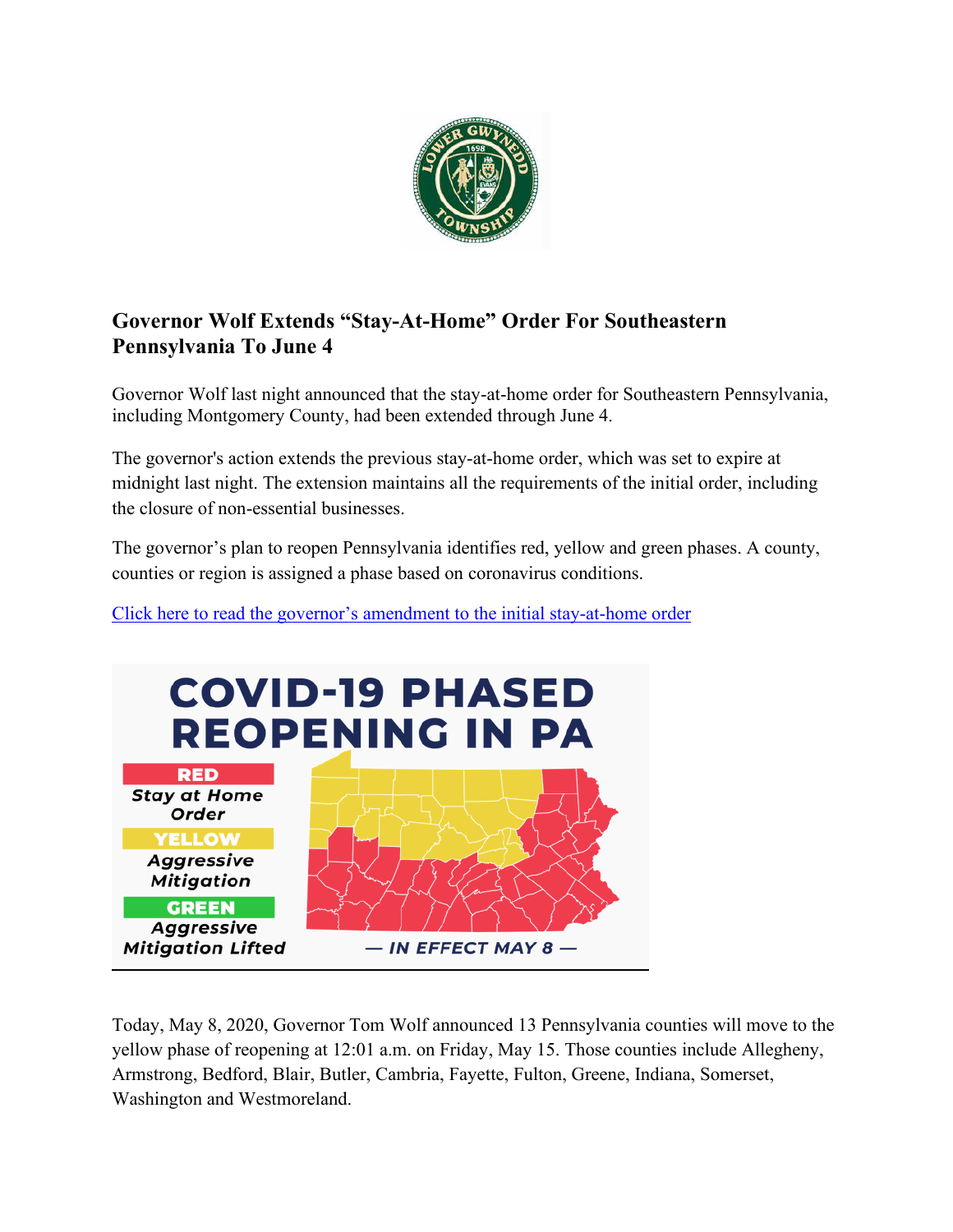## Governor Wolf Extends “Stay-At-Home” Order For Southeastern Pennsylvania To June 4

Governor Wolf last night announced that the stay-at-home order for Southeastern Pennsylvania, including Montgomery County, had been extended through June 4.

The governor's action extends the previous stay-at-home order, which was set to expire at midnight last night. The extension maintains all the requirements of the initial order, including the closure of non-essential businesses.

The governor’s plan to reopen Pennsylvania identifies red, yellow and green phases. A county, counties or region is assigned a phase based on coronavirus conditions.

[Click here to read the governor’s amendment to the initial stay-at-home order]

Today, May 8, 2020, Governor Tom Wolf announced 13 Pennsylvania counties will move to the yellow phase of reopening at 12:01 a.m. on Friday, May 15. Those counties include Allegheny, Armstrong, Bedford, Blair, Butler, Cambria, Fayette, Fulton, Greene, Indiana, Somerset, Washington and Westmoreland.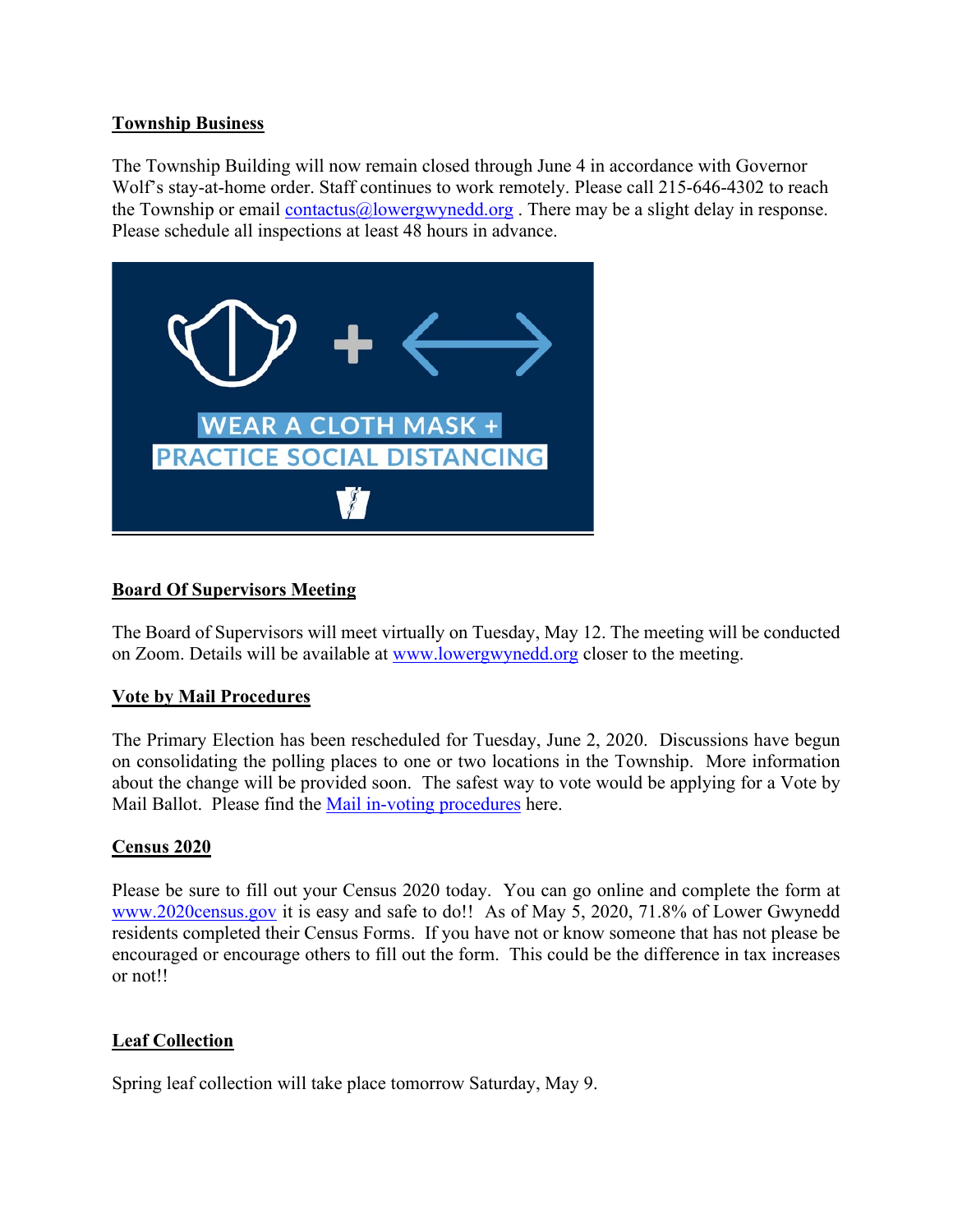**Township Business**

The Township Building will now remain closed through June 4 in accordance with Governor Wolf's stay-at-home order. Staff continues to work remotely. Please call 215-646-4302 to reach the Township or email contactus@lowergwynedd.org . There may be a slight delay in response. Please schedule all inspections at least 48 hours in advance.

**Board Of Supervisors Meeting**

The Board of Supervisors will meet virtually on Tuesday, May 12. The meeting will be conducted on Zoom. Details will be available at www.lowergwynedd.org closer to the meeting.

**Vote by Mail Procedures**

The Primary Election has been rescheduled for Tuesday, June 2, 2020. Discussions have begun on consolidating the polling places to one or two locations in the Township. More information about the change will be provided soon. The safest way to vote would be applying for a Vote by Mail Ballot. Please find the Mail in-voting procedures here.

**Census 2020**

Please be sure to fill out your Census 2020 today. You can go online and complete the form at www.2020census.gov it is easy and safe to do!! As of May 5, 2020, 71.8% of Lower Gwynedd residents completed their Census Forms. If you have not or know someone that has not please be encouraged or encourage others to fill out the form. This could be the difference in tax increases or not!!

**Leaf Collection**

Spring leaf collection will take place tomorrow Saturday, May 9.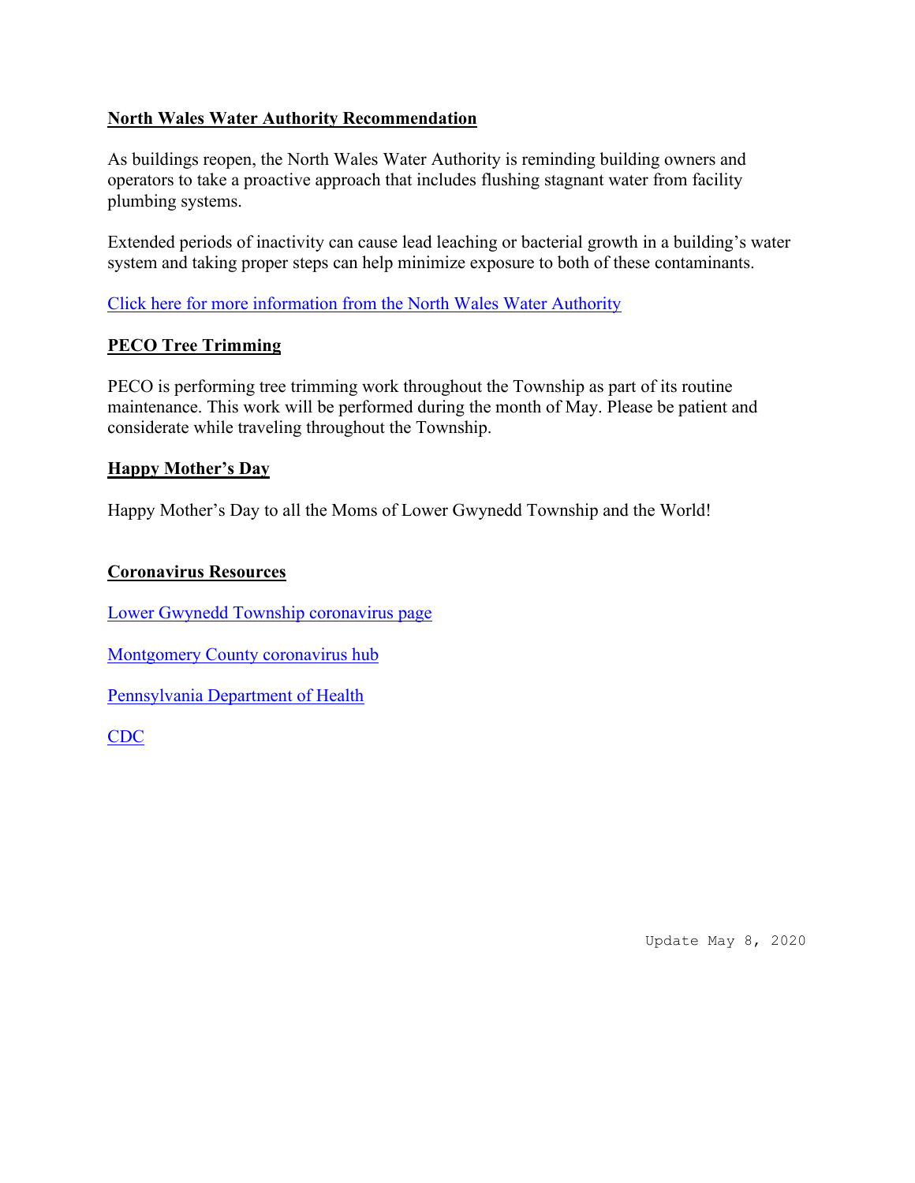**North Wales Water Authority Recommendation**

As buildings reopen, the North Wales Water Authority is reminding building owners and operators to take a proactive approach that includes flushing stagnant water from facility plumbing systems.

Extended periods of inactivity can cause lead leaching or bacterial growth in a building's water system and taking proper steps can help minimize exposure to both of these contaminants.

Click here for more information from the North Wales Water Authority

**PECO Tree Trimming**

PECO is performing tree trimming work throughout the Township as part of its routine maintenance. This work will be performed during the month of May. Please be patient and considerate while traveling throughout the Township.

**Happy Mother's Day**

Happy Mother's Day to all the Moms of Lower Gwynedd Township and the World!

**Coronavirus Resources**

Lower Gwynedd Township coronavirus page

Montgomery County coronavirus hub

Pennsylvania Department of Health

CDC

Update May 8, 2020